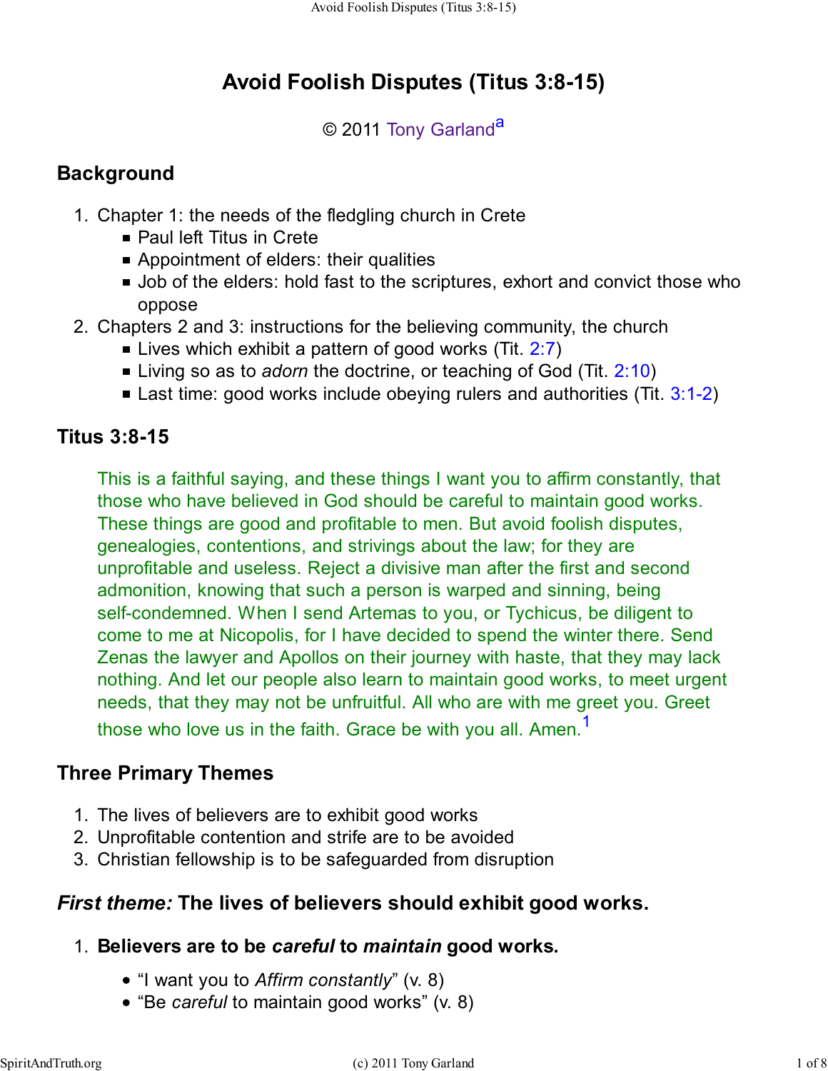# Avoid Foolish Disputes (Titus 3:8-15)

© 2011 Tony Garland[a]

## Background

1. Chapter 1: the needs of the fledgling church in Crete
   - Paul left Titus in Crete
   - Appointment of elders: their qualities
   - Job of the elders: hold fast to the scriptures, exhort and convict those who oppose
2. Chapters 2 and 3: instructions for the believing community, the church
   - Lives which exhibit a pattern of good works (Tit. 2:7)
   - Living so as to *adorn* the doctrine, or teaching of God (Tit. 2:10)
   - Last time: good works include obeying rulers and authorities (Tit. 3:1-2)

## Titus 3:8-15

> This is a faithful saying, and these things I want you to affirm constantly, that those who have believed in God should be careful to maintain good works. These things are good and profitable to men. But avoid foolish disputes, genealogies, contentions, and strivings about the law; for they are unprofitable and useless. Reject a divisive man after the first and second admonition, knowing that such a person is warped and sinning, being self-condemned. When I send Artemas to you, or Tychicus, be diligent to come to me at Nicopolis, for I have decided to spend the winter there. Send Zenas the lawyer and Apollos on their journey with haste, that they may lack nothing. And let our people also learn to maintain good works, to meet urgent needs, that they may not be unfruitful. All who are with me greet you. Greet those who love us in the faith. Grace be with you all. Amen.[1]

## Three Primary Themes

1. The lives of believers are to exhibit good works
2. Unprofitable contention and strife are to be avoided
3. Christian fellowship is to be safeguarded from disruption

## *First theme:* The lives of believers should exhibit good works.

1. **Believers are to be *careful* to *maintain* good works.**
   - "I want you to *Affirm constantly*" (v. 8)
   - "Be *careful* to maintain good works" (v. 8)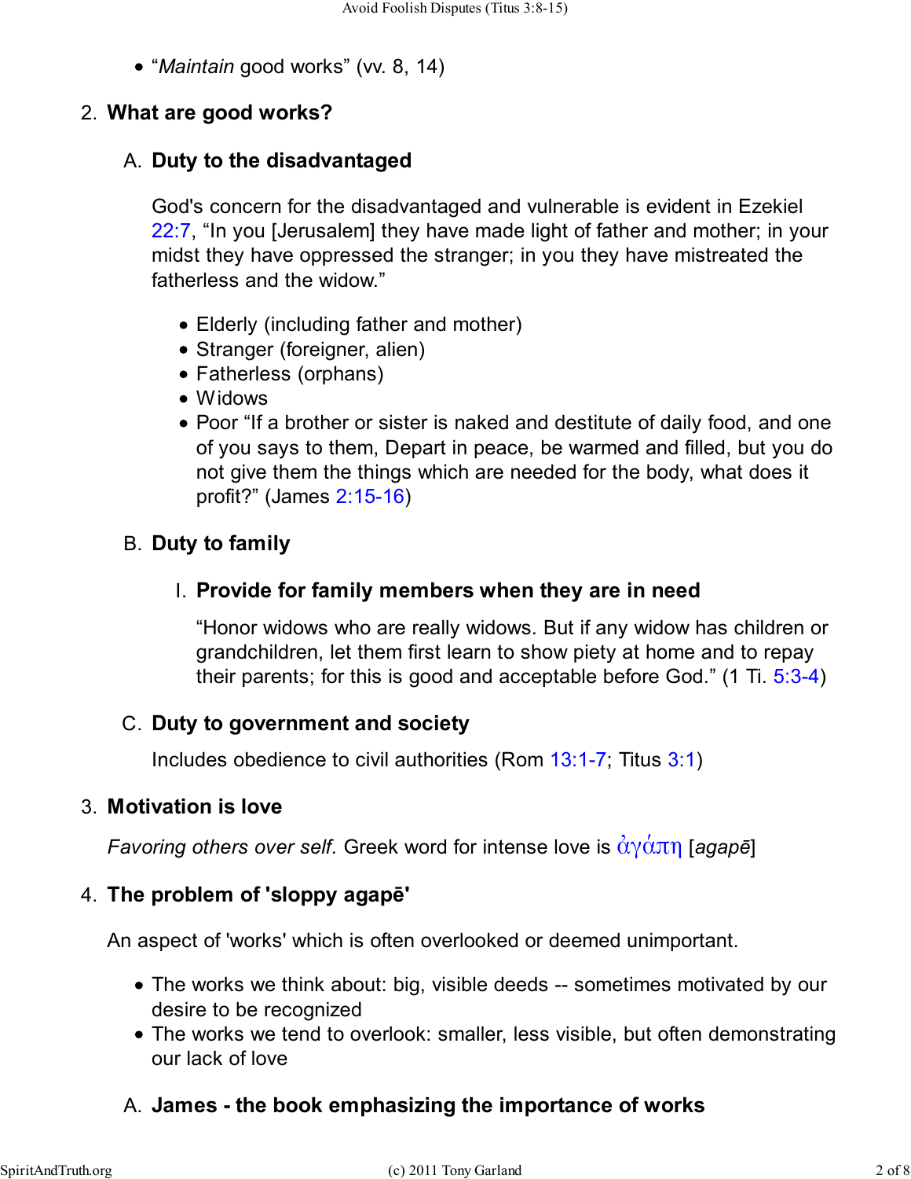- “*Maintain* good works” (vv. 8, 14)

2. **What are good works?**

   A. **Duty to the disadvantaged**

   God's concern for the disadvantaged and vulnerable is evident in Ezekiel 22:7, “In you [Jerusalem] they have made light of father and mother; in your midst they have oppressed the stranger; in you they have mistreated the fatherless and the widow.”

   - Elderly (including father and mother)
   - Stranger (foreigner, alien)
   - Fatherless (orphans)
   - Widows
   - Poor “If a brother or sister is naked and destitute of daily food, and one of you says to them, Depart in peace, be warmed and filled, but you do not give them the things which are needed for the body, what does it profit?” (James 2:15-16)

   B. **Duty to family**

      I. **Provide for family members when they are in need**

      “Honor widows who are really widows. But if any widow has children or grandchildren, let them first learn to show piety at home and to repay their parents; for this is good and acceptable before God.” (1 Ti. 5:3-4)

   C. **Duty to government and society**

   Includes obedience to civil authorities (Rom 13:1-7; Titus 3:1)

3. **Motivation is love**

   *Favoring others over self.* Greek word for intense love is ἀγάπη [*agapē*]

4. **The problem of 'sloppy agapē'**

   An aspect of 'works' which is often overlooked or deemed unimportant.

   - The works we think about: big, visible deeds -- sometimes motivated by our desire to be recognized
   - The works we tend to overlook: smaller, less visible, but often demonstrating our lack of love

   A. **James - the book emphasizing the importance of works**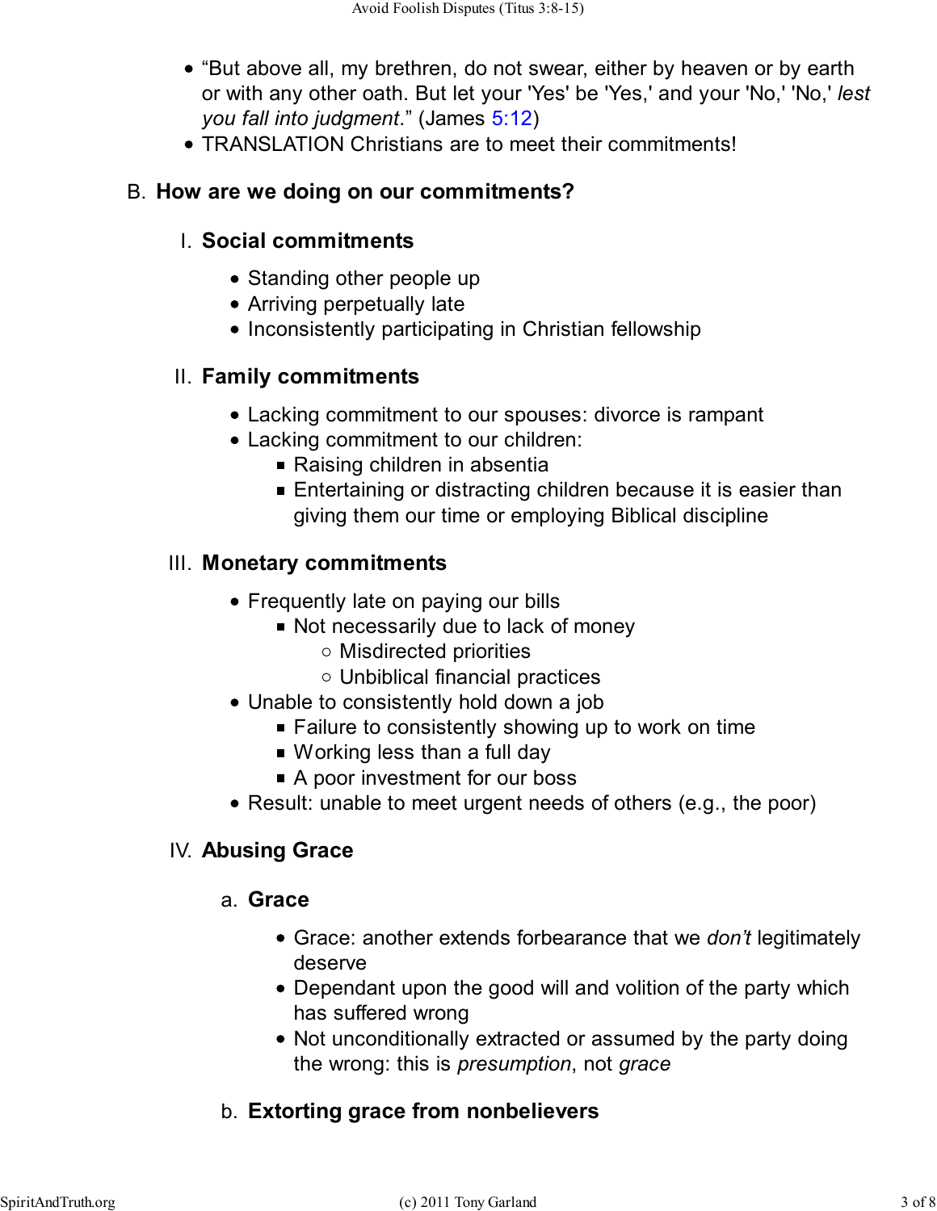- "But above all, my brethren, do not swear, either by heaven or by earth or with any other oath. But let your 'Yes' be 'Yes,' and your 'No,' 'No,' *lest you fall into judgment*." (James 5:12)
- TRANSLATION Christians are to meet their commitments!

## B. How are we doing on our commitments?

### I. Social commitments

- Standing other people up
- Arriving perpetually late
- Inconsistently participating in Christian fellowship

### II. Family commitments

- Lacking commitment to our spouses: divorce is rampant
- Lacking commitment to our children:
  - Raising children in absentia
  - Entertaining or distracting children because it is easier than giving them our time or employing Biblical discipline

### III. Monetary commitments

- Frequently late on paying our bills
  - Not necessarily due to lack of money
    - Misdirected priorities
    - Unbiblical financial practices
- Unable to consistently hold down a job
  - Failure to consistently showing up to work on time
  - Working less than a full day
  - A poor investment for our boss
- Result: unable to meet urgent needs of others (e.g., the poor)

### IV. Abusing Grace

#### a. Grace

- Grace: another extends forbearance that we *don't* legitimately deserve
- Dependant upon the good will and volition of the party which has suffered wrong
- Not unconditionally extracted or assumed by the party doing the wrong: this is *presumption*, not *grace*

#### b. Extorting grace from nonbelievers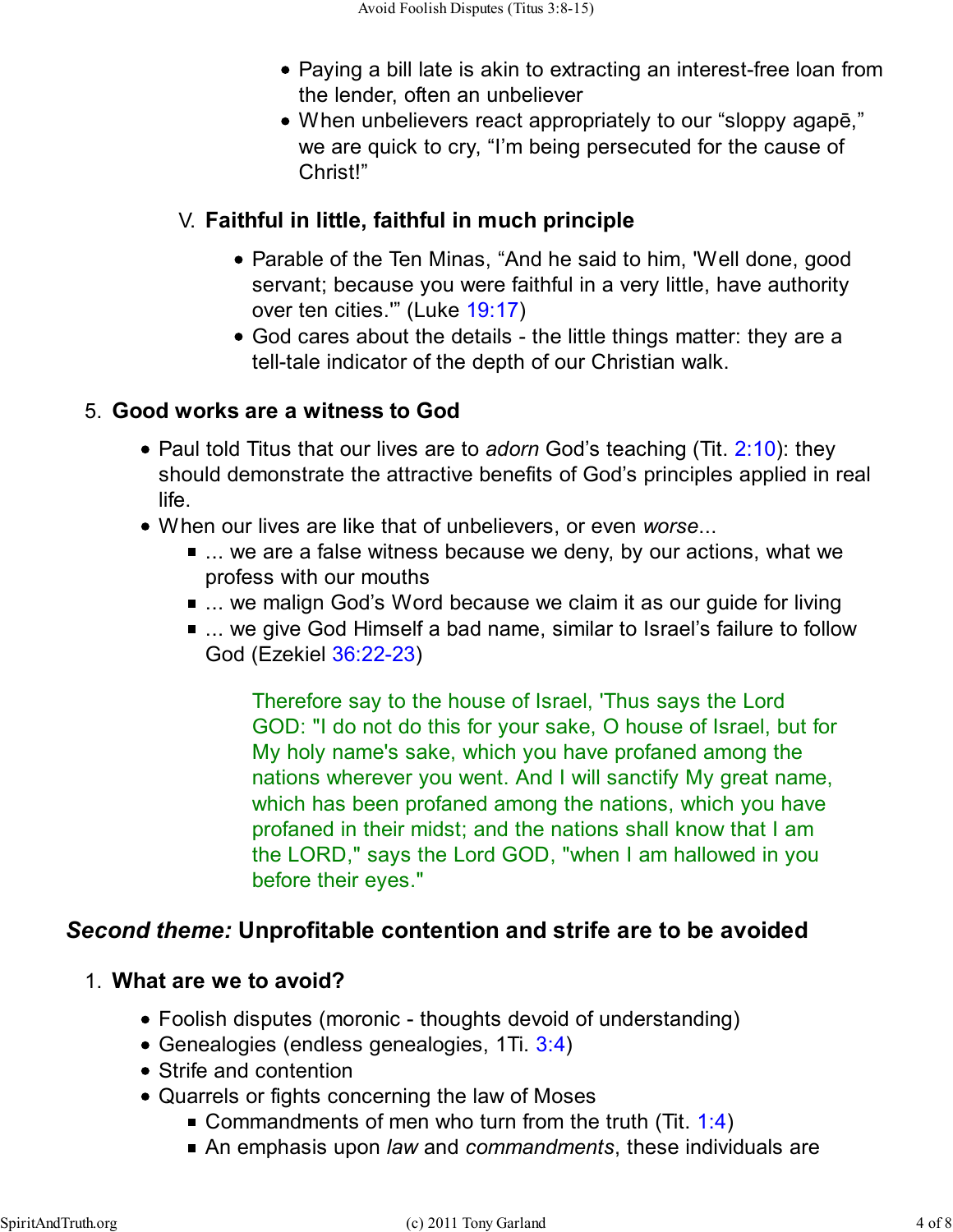- Paying a bill late is akin to extracting an interest-free loan from the lender, often an unbeliever
- When unbelievers react appropriately to our "sloppy agapē," we are quick to cry, "I'm being persecuted for the cause of Christ!"

V. **Faithful in little, faithful in much principle**

- Parable of the Ten Minas, "And he said to him, 'Well done, good servant; because you were faithful in a very little, have authority over ten cities.'" (Luke 19:17)
- God cares about the details - the little things matter: they are a tell-tale indicator of the depth of our Christian walk.

5. **Good works are a witness to God**

- Paul told Titus that our lives are to *adorn* God's teaching (Tit. 2:10): they should demonstrate the attractive benefits of God's principles applied in real life.
- When our lives are like that of unbelievers, or even *worse*...
  - ... we are a false witness because we deny, by our actions, what we profess with our mouths
  - ... we malign God's Word because we claim it as our guide for living
  - ... we give God Himself a bad name, similar to Israel's failure to follow God (Ezekiel 36:22-23)

> Therefore say to the house of Israel, 'Thus says the Lord GOD: "I do not do this for your sake, O house of Israel, but for My holy name's sake, which you have profaned among the nations wherever you went. And I will sanctify My great name, which has been profaned among the nations, which you have profaned in their midst; and the nations shall know that I am the LORD," says the Lord GOD, "when I am hallowed in you before their eyes."

## *Second theme:* Unprofitable contention and strife are to be avoided

1. **What are we to avoid?**

- Foolish disputes (moronic - thoughts devoid of understanding)
- Genealogies (endless genealogies, 1Ti. 3:4)
- Strife and contention
- Quarrels or fights concerning the law of Moses
  - Commandments of men who turn from the truth (Tit. 1:4)
  - An emphasis upon *law* and *commandments*, these individuals are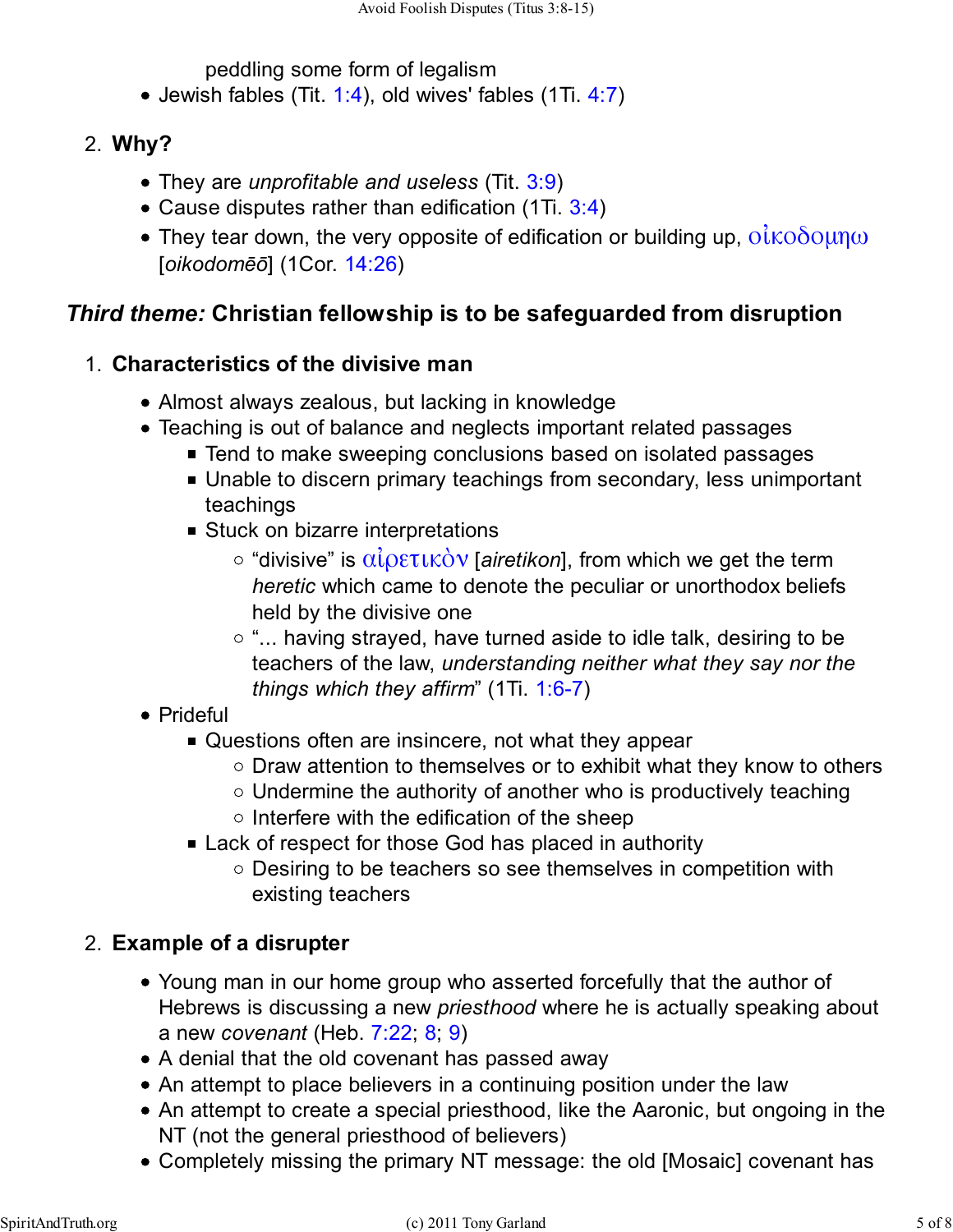peddling some form of legalism

- Jewish fables (Tit. 1:4), old wives' fables (1Ti. 4:7)

2. **Why?**
    - They are *unprofitable and useless* (Tit. 3:9)
    - Cause disputes rather than edification (1Ti. 3:4)
    - They tear down, the very opposite of edification or building up, οἰκοδομηω [*oikodomēō*] (1Cor. 14:26)

## *Third theme:* Christian fellowship is to be safeguarded from disruption

1. **Characteristics of the divisive man**
    - Almost always zealous, but lacking in knowledge
    - Teaching is out of balance and neglects important related passages
        - Tend to make sweeping conclusions based on isolated passages
        - Unable to discern primary teachings from secondary, less unimportant teachings
        - Stuck on bizarre interpretations
            - "divisive" is αἱρετικὸν [*airetikon*], from which we get the term *heretic* which came to denote the peculiar or unorthodox beliefs held by the divisive one
            - "... having strayed, have turned aside to idle talk, desiring to be teachers of the law, *understanding neither what they say nor the things which they affirm*" (1Ti. 1:6-7)
    - Prideful
        - Questions often are insincere, not what they appear
            - Draw attention to themselves or to exhibit what they know to others
            - Undermine the authority of another who is productively teaching
            - Interfere with the edification of the sheep
        - Lack of respect for those God has placed in authority
            - Desiring to be teachers so see themselves in competition with existing teachers

2. **Example of a disrupter**
    - Young man in our home group who asserted forcefully that the author of Hebrews is discussing a new *priesthood* where he is actually speaking about a new *covenant* (Heb. 7:22; 8; 9)
    - A denial that the old covenant has passed away
    - An attempt to place believers in a continuing position under the law
    - An attempt to create a special priesthood, like the Aaronic, but ongoing in the NT (not the general priesthood of believers)
    - Completely missing the primary NT message: the old [Mosaic] covenant has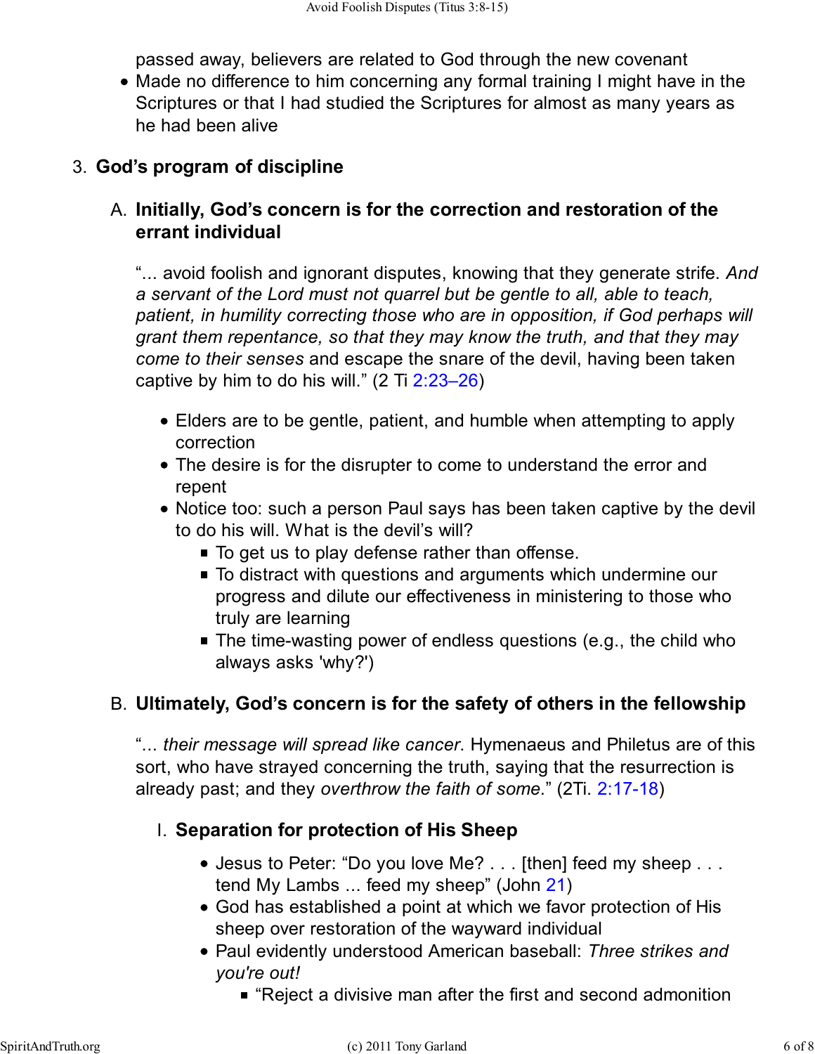passed away, believers are related to God through the new covenant

- Made no difference to him concerning any formal training I might have in the Scriptures or that I had studied the Scriptures for almost as many years as he had been alive

3. **God's program of discipline**

   A. **Initially, God's concern is for the correction and restoration of the errant individual**

   "... avoid foolish and ignorant disputes, knowing that they generate strife. *And a servant of the Lord must not quarrel but be gentle to all, able to teach, patient, in humility correcting those who are in opposition, if God perhaps will grant them repentance, so that they may know the truth, and that they may come to their senses* and escape the snare of the devil, having been taken captive by him to do his will." (2 Ti 2:23–26)

   - Elders are to be gentle, patient, and humble when attempting to apply correction
   - The desire is for the disrupter to come to understand the error and repent
   - Notice too: such a person Paul says has been taken captive by the devil to do his will. What is the devil's will?
     - To get us to play defense rather than offense.
     - To distract with questions and arguments which undermine our progress and dilute our effectiveness in ministering to those who truly are learning
     - The time-wasting power of endless questions (e.g., the child who always asks 'why?')

   B. **Ultimately, God's concern is for the safety of others in the fellowship**

   "... *their message will spread like cancer*. Hymenaeus and Philetus are of this sort, who have strayed concerning the truth, saying that the resurrection is already past; and they *overthrow the faith of some*." (2Ti. 2:17-18)

   I. **Separation for protection of His Sheep**

   - Jesus to Peter: "Do you love Me? . . . [then] feed my sheep . . . tend My Lambs ... feed my sheep" (John 21)
   - God has established a point at which we favor protection of His sheep over restoration of the wayward individual
   - Paul evidently understood American baseball: *Three strikes and you're out!*
     - "Reject a divisive man after the first and second admonition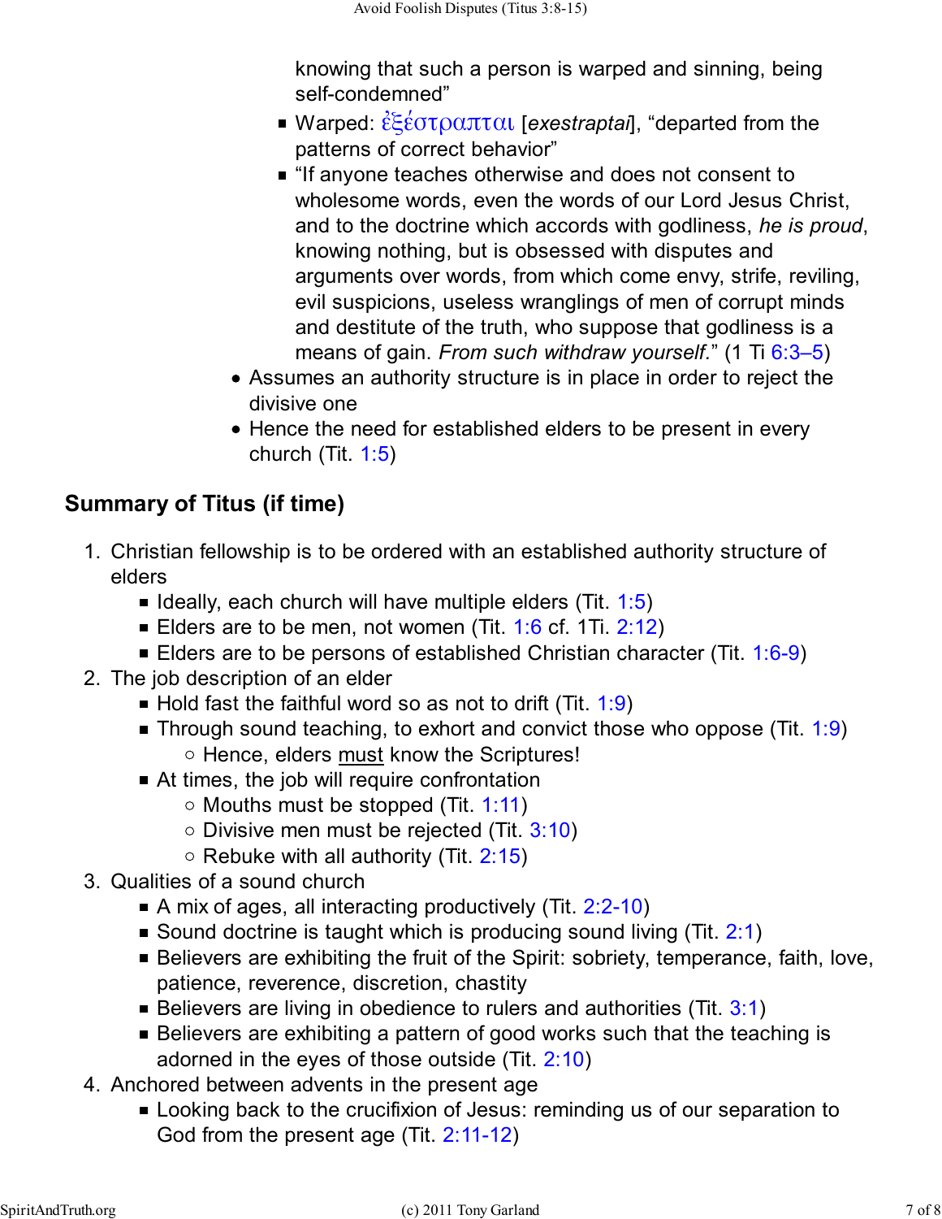knowing that such a person is warped and sinning, being self-condemned"

- Warped: ἐξέστραπται [*exestraptai*], "departed from the patterns of correct behavior"
- "If anyone teaches otherwise and does not consent to wholesome words, even the words of our Lord Jesus Christ, and to the doctrine which accords with godliness, *he is proud*, knowing nothing, but is obsessed with disputes and arguments over words, from which come envy, strife, reviling, evil suspicions, useless wranglings of men of corrupt minds and destitute of the truth, who suppose that godliness is a means of gain. *From such withdraw yourself.*" (1 Ti 6:3–5)

- Assumes an authority structure is in place in order to reject the divisive one
- Hence the need for established elders to be present in every church (Tit. 1:5)

## Summary of Titus (if time)

1. Christian fellowship is to be ordered with an established authority structure of elders
   - Ideally, each church will have multiple elders (Tit. 1:5)
   - Elders are to be men, not women (Tit. 1:6 cf. 1Ti. 2:12)
   - Elders are to be persons of established Christian character (Tit. 1:6-9)
2. The job description of an elder
   - Hold fast the faithful word so as not to drift (Tit. 1:9)
   - Through sound teaching, to exhort and convict those who oppose (Tit. 1:9)
     - Hence, elders must know the Scriptures!
   - At times, the job will require confrontation
     - Mouths must be stopped (Tit. 1:11)
     - Divisive men must be rejected (Tit. 3:10)
     - Rebuke with all authority (Tit. 2:15)
3. Qualities of a sound church
   - A mix of ages, all interacting productively (Tit. 2:2-10)
   - Sound doctrine is taught which is producing sound living (Tit. 2:1)
   - Believers are exhibiting the fruit of the Spirit: sobriety, temperance, faith, love, patience, reverence, discretion, chastity
   - Believers are living in obedience to rulers and authorities (Tit. 3:1)
   - Believers are exhibiting a pattern of good works such that the teaching is adorned in the eyes of those outside (Tit. 2:10)
4. Anchored between advents in the present age
   - Looking back to the crucifixion of Jesus: reminding us of our separation to God from the present age (Tit. 2:11-12)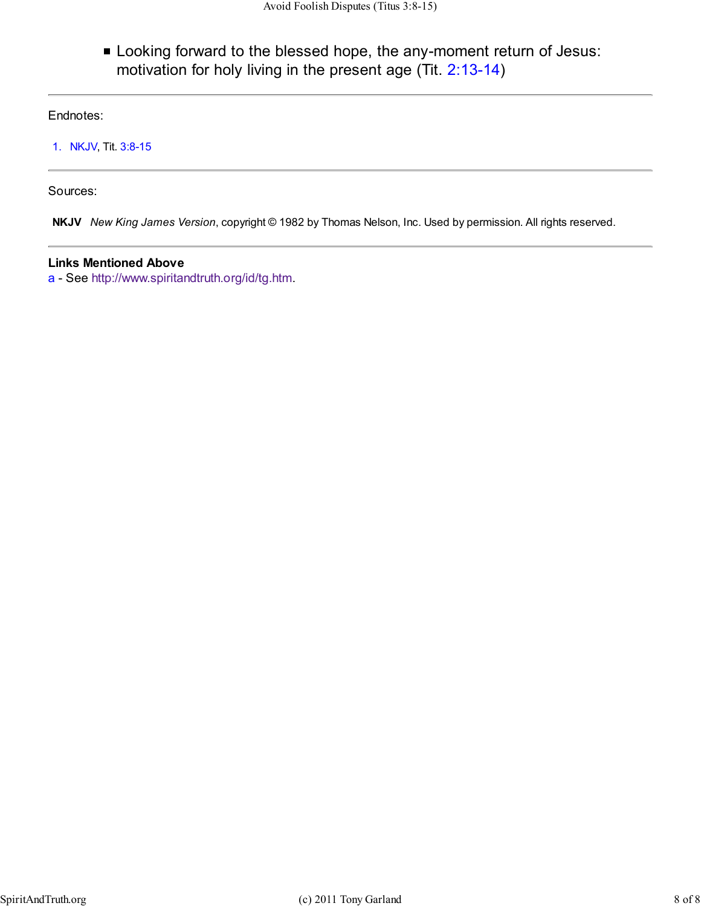- Looking forward to the blessed hope, the any-moment return of Jesus: motivation for holy living in the present age (Tit. 2:13-14)

---

Endnotes:

1. NKJV, Tit. 3:8-15

---

Sources:

**NKJV** *New King James Version*, copyright © 1982 by Thomas Nelson, Inc. Used by permission. All rights reserved.

---

**Links Mentioned Above**
a - See http://www.spiritandtruth.org/id/tg.htm.